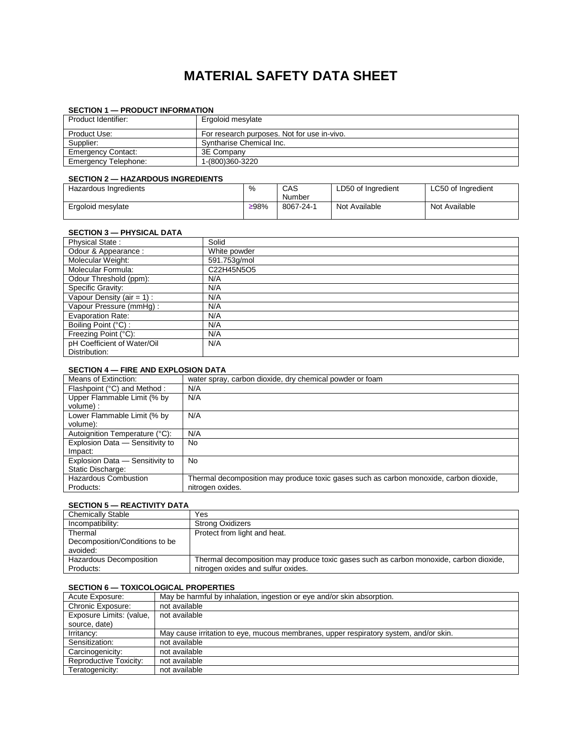# MATERIAL SAFETY DATA SHEET

### SECTION 1 — PRODUCT INFORMATION

| | |
|---|---|
| Product Identifier: | Ergoloid mesylate |
| Product Use: | For research purposes. Not for use in-vivo. |
| Supplier: | Syntharise Chemical Inc. |
| Emergency Contact: | 3E Company |
| Emergency Telephone: | 1-(800)360-3220 |

### SECTION 2 — HAZARDOUS INGREDIENTS

| Hazardous Ingredients | % | CAS Number | LD50 of Ingredient | LC50 of Ingredient |
|---|---|---|---|---|
| Ergoloid mesylate | ≥98% | 8067-24-1 | Not Available | Not Available |

### SECTION 3 — PHYSICAL DATA

| | |
|---|---|
| Physical State : | Solid |
| Odour & Appearance : | White powder |
| Molecular Weight: | 591.753g/mol |
| Molecular Formula: | $C_{22}H_{45}N_5O_5$ |
| Odour Threshold (ppm): | N/A |
| Specific Gravity: | N/A |
| Vapour Density (air = 1) : | N/A |
| Vapour Pressure (mmHg) : | N/A |
| Evaporation Rate: | N/A |
| Boiling Point (°C) : | N/A |
| Freezing Point (°C): | N/A |
| pH Coefficient of Water/Oil Distribution: | N/A |

### SECTION 4 — FIRE AND EXPLOSION DATA

| | |
|---|---|
| Means of Extinction: | water spray, carbon dioxide, dry chemical powder or foam |
| Flashpoint (°C) and Method : | N/A |
| Upper Flammable Limit (% by volume) : | N/A |
| Lower Flammable Limit (% by volume): | N/A |
| Autoignition Temperature (°C): | N/A |
| Explosion Data — Sensitivity to Impact: | No |
| Explosion Data — Sensitivity to Static Discharge: | No |
| Hazardous Combustion Products: | Thermal decomposition may produce toxic gases such as carbon monoxide, carbon dioxide, nitrogen oxides. |

### SECTION 5 — REACTIVITY DATA

| | |
|---|---|
| Chemically Stable | Yes |
| Incompatibility: | Strong Oxidizers |
| Thermal Decomposition/Conditions to be avoided: | Protect from light and heat. |
| Hazardous Decomposition Products: | Thermal decomposition may produce toxic gases such as carbon monoxide, carbon dioxide, nitrogen oxides and sulfur oxides. |

### SECTION 6 — TOXICOLOGICAL PROPERTIES

| | |
|---|---|
| Acute Exposure: | May be harmful by inhalation, ingestion or eye and/or skin absorption. |
| Chronic Exposure: | not available |
| Exposure Limits: (value, source, date) | not available |
| Irritancy: | May cause irritation to eye, mucous membranes, upper respiratory system, and/or skin. |
| Sensitization: | not available |
| Carcinogenicity: | not available |
| Reproductive Toxicity: | not available |
| Teratogenicity: | not available |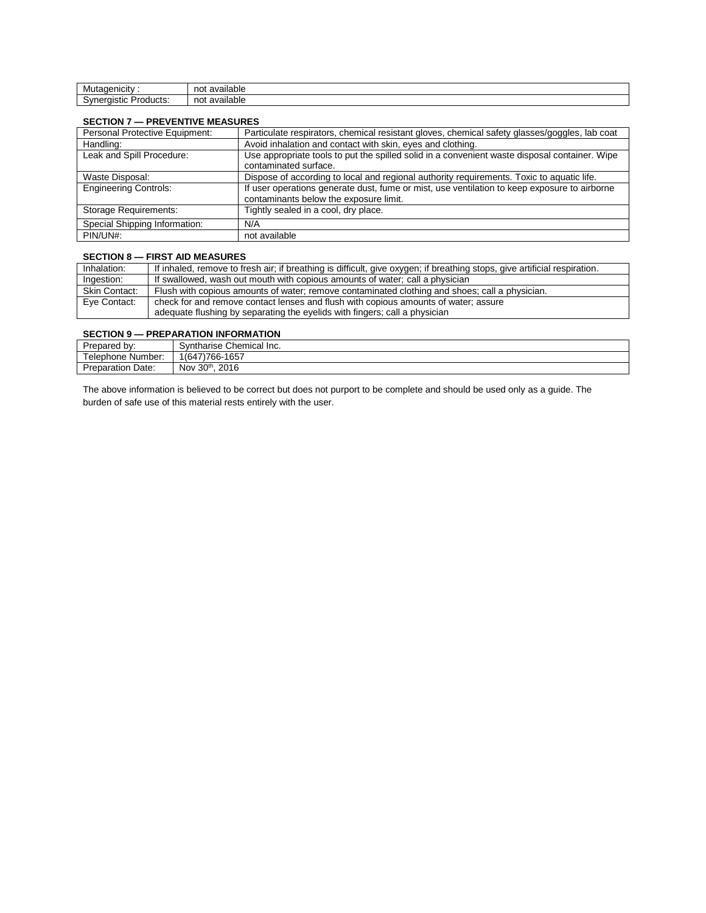| | |
|---|---|
| Mutagenicity : | not available |
| Synergistic Products: | not available |

### SECTION 7 — PREVENTIVE MEASURES

| | |
|---|---|
| Personal Protective Equipment: | Particulate respirators, chemical resistant gloves, chemical safety glasses/goggles, lab coat |
| Handling: | Avoid inhalation and contact with skin, eyes and clothing. |
| Leak and Spill Procedure: | Use appropriate tools to put the spilled solid in a convenient waste disposal container. Wipe contaminated surface. |
| Waste Disposal: | Dispose of according to local and regional authority requirements. Toxic to aquatic life. |
| Engineering Controls: | If user operations generate dust, fume or mist, use ventilation to keep exposure to airborne contaminants below the exposure limit. |
| Storage Requirements: | Tightly sealed in a cool, dry place. |
| Special Shipping Information: | N/A |
| PIN/UN#: | not available |

### SECTION 8 — FIRST AID MEASURES

| | |
|---|---|
| Inhalation: | If inhaled, remove to fresh air; if breathing is difficult, give oxygen; if breathing stops, give artificial respiration. |
| Ingestion: | If swallowed, wash out mouth with copious amounts of water; call a physician |
| Skin Contact: | Flush with copious amounts of water; remove contaminated clothing and shoes; call a physician. |
| Eye Contact: | check for and remove contact lenses and flush with copious amounts of water; assure adequate flushing by separating the eyelids with fingers; call a physician |

### SECTION 9 — PREPARATION INFORMATION

| | |
|---|---|
| Prepared by: | Syntharise Chemical Inc. |
| Telephone Number: | 1(647)766-1657 |
| Preparation Date: | Nov 30th, 2016 |

The above information is believed to be correct but does not purport to be complete and should be used only as a guide. The burden of safe use of this material rests entirely with the user.